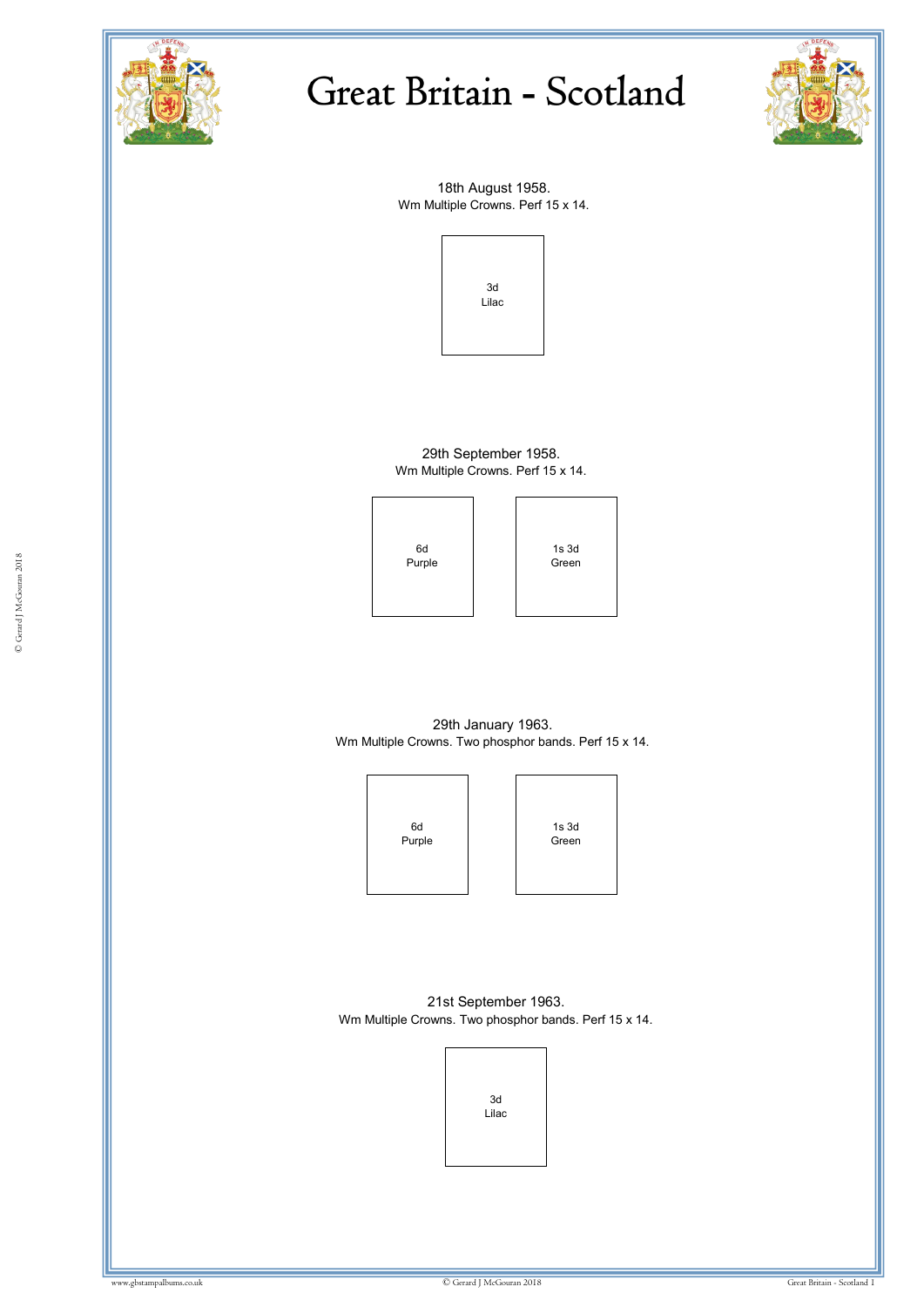# Great Britain - Scotland

18th August 1958.
Wm Multiple Crowns. Perf 15 x 14.

3d
Lilac

29th September 1958.
Wm Multiple Crowns. Perf 15 x 14.

6d
Purple

1s 3d
Green

29th January 1963.
Wm Multiple Crowns. Two phosphor bands. Perf 15 x 14.

6d
Purple

1s 3d
Green

21st September 1963.
Wm Multiple Crowns. Two phosphor bands. Perf 15 x 14.

3d
Lilac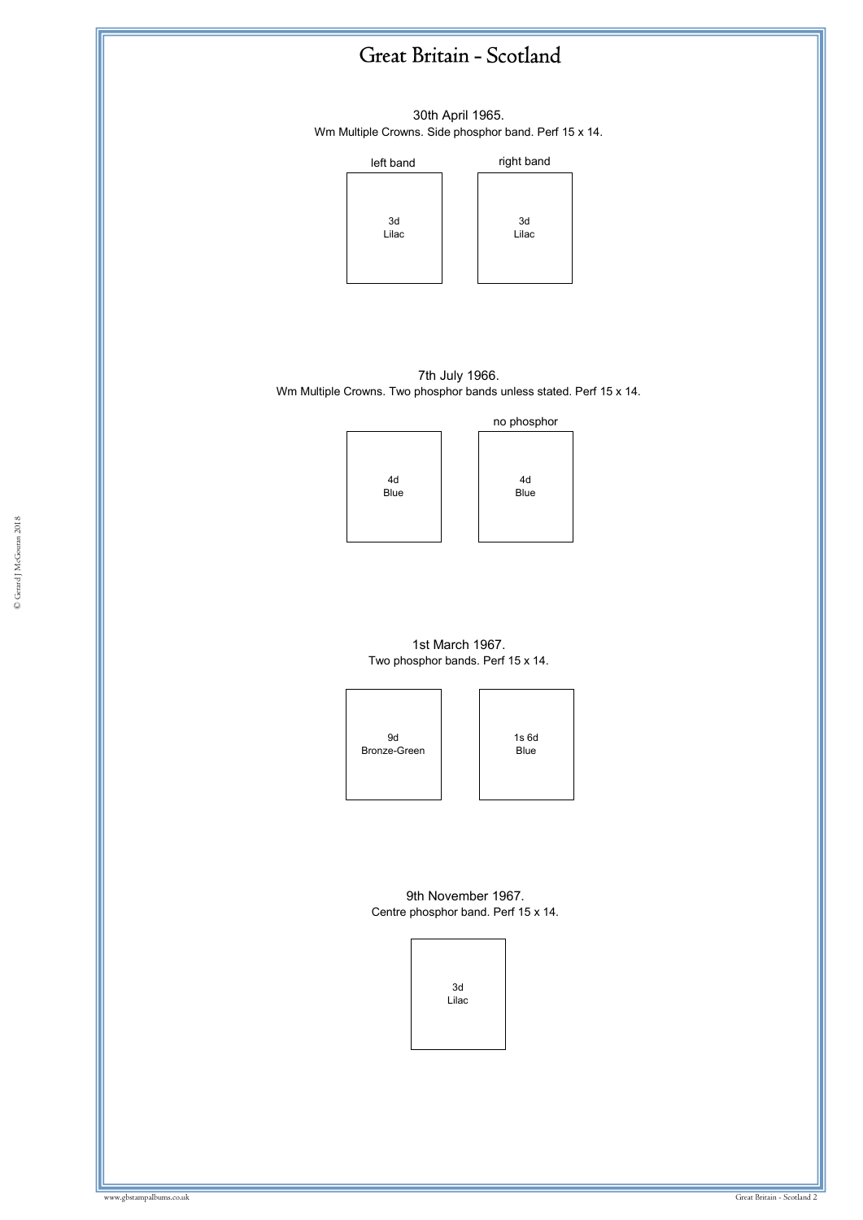# Great Britain - Scotland

30th April 1965.
Wm Multiple Crowns. Side phosphor band. Perf 15 x 14.

| left band | right band |
| --- | --- |
| 3d Lilac | 3d Lilac |

7th July 1966.
Wm Multiple Crowns. Two phosphor bands unless stated. Perf 15 x 14.

| | no phosphor |
| --- | --- |
| 4d Blue | 4d Blue |

1st March 1967.
Two phosphor bands. Perf 15 x 14.

9d Bronze-Green

1s 6d Blue

9th November 1967.
Centre phosphor band. Perf 15 x 14.

3d Lilac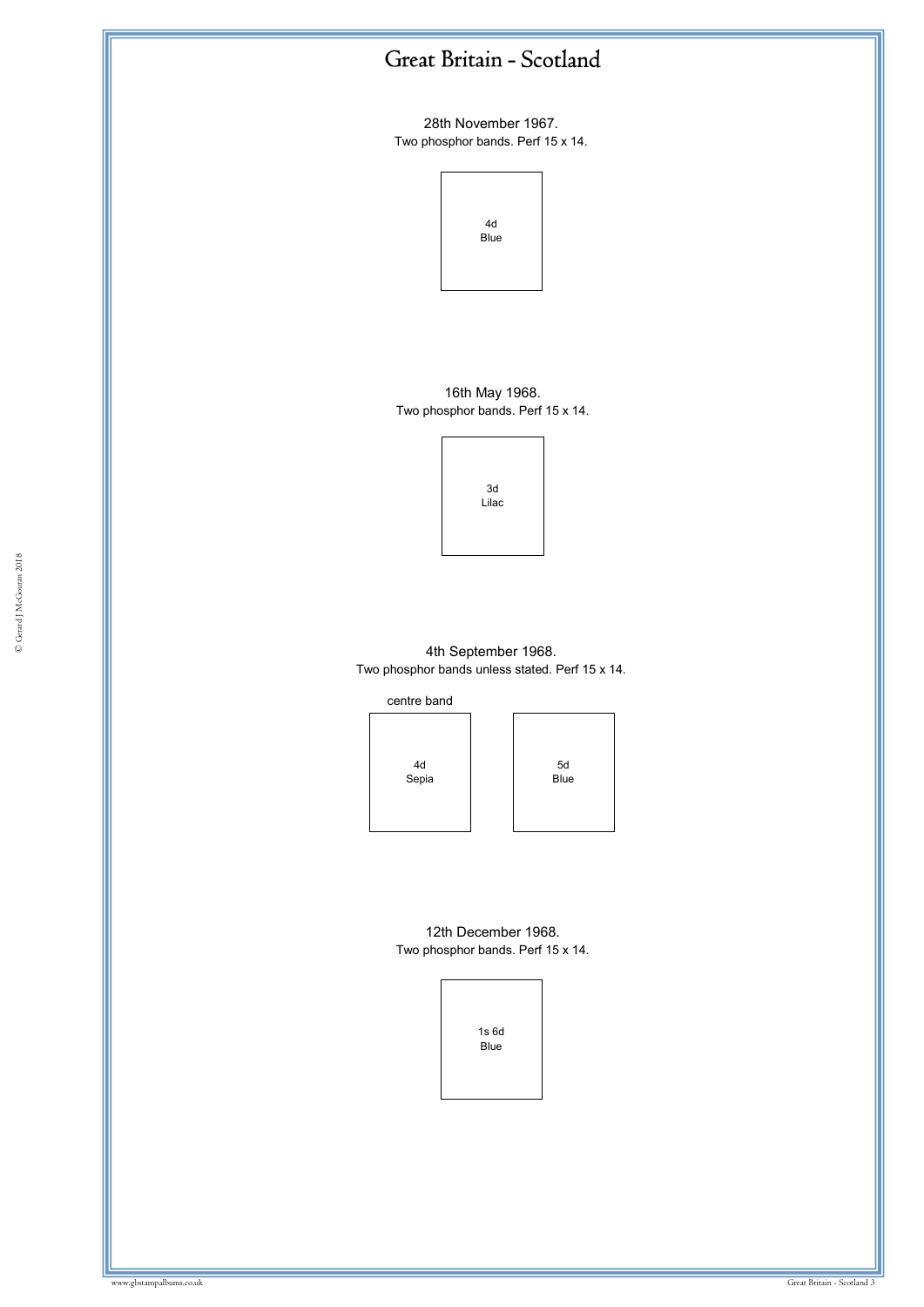# Great Britain - Scotland

28th November 1967.
Two phosphor bands. Perf 15 x 14.

4d
Blue

16th May 1968.
Two phosphor bands. Perf 15 x 14.

3d
Lilac

4th September 1968.
Two phosphor bands unless stated. Perf 15 x 14.

centre band

4d
Sepia

5d
Blue

12th December 1968.
Two phosphor bands. Perf 15 x 14.

1s 6d
Blue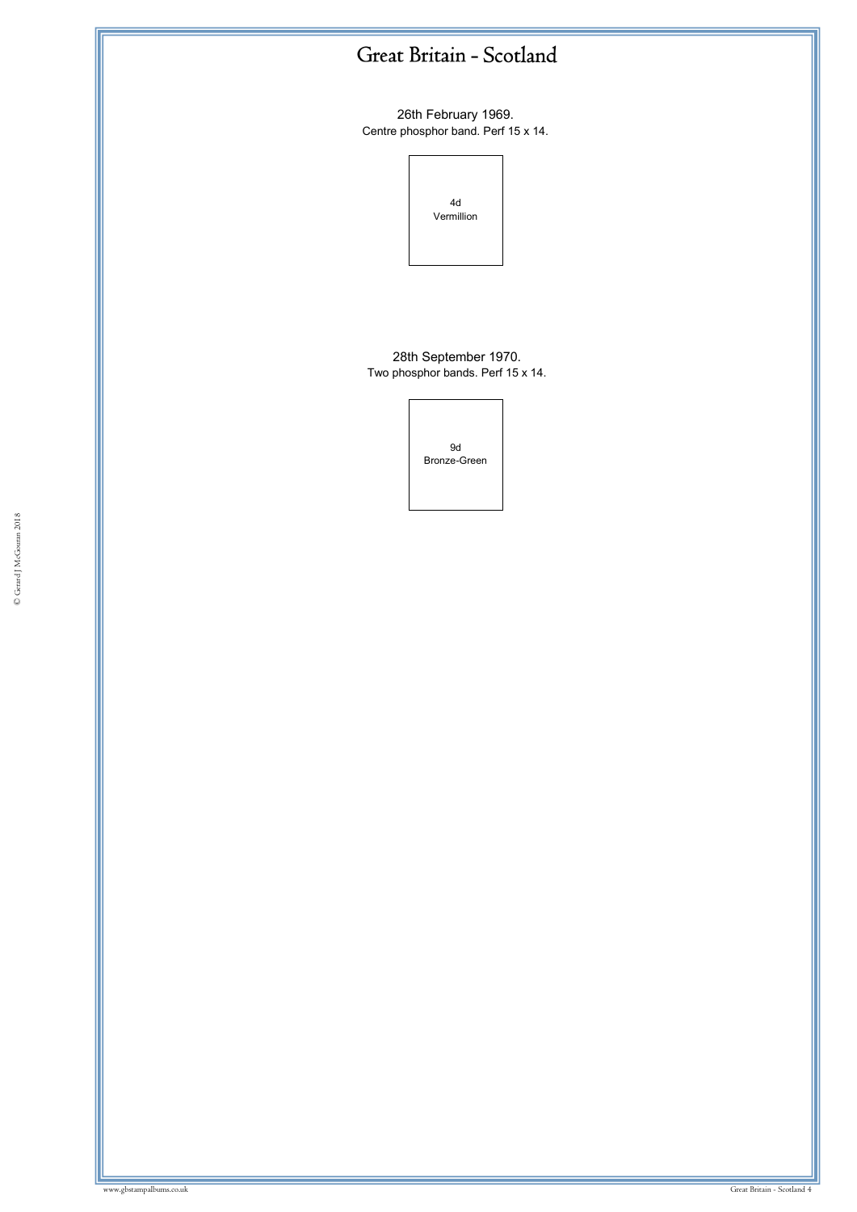# Great Britain - Scotland

26th February 1969.
Centre phosphor band. Perf 15 x 14.

4d
Vermillion

28th September 1970.
Two phosphor bands. Perf 15 x 14.

9d
Bronze-Green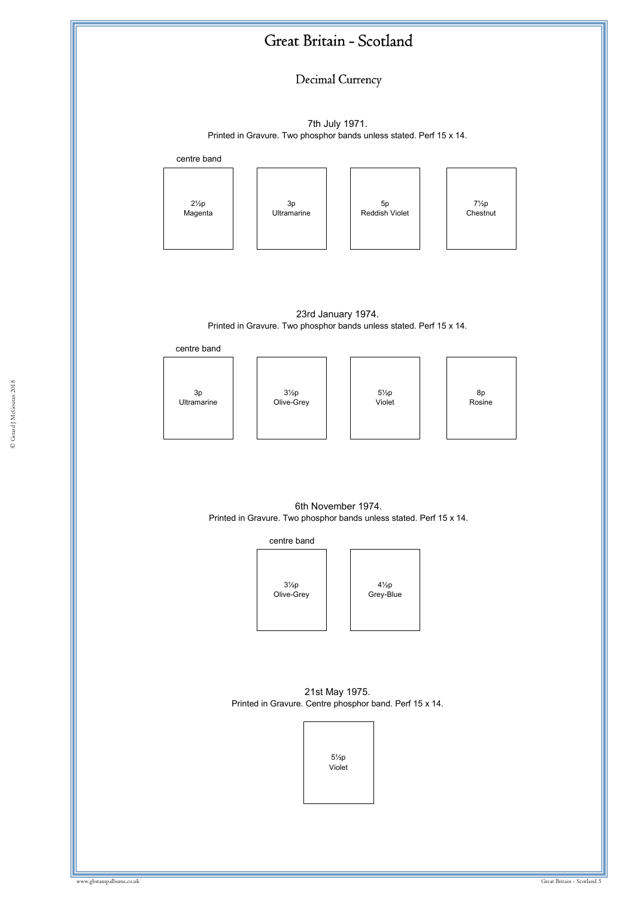# Great Britain - Scotland

## Decimal Currency

7th July 1971.
Printed in Gravure. Two phosphor bands unless stated. Perf 15 x 14.

centre band

| 2½p Magenta | 3p Ultramarine | 5p Reddish Violet | 7½p Chestnut |
|---|---|---|---|

23rd January 1974.
Printed in Gravure. Two phosphor bands unless stated. Perf 15 x 14.

centre band

| 3p Ultramarine | 3½p Olive-Grey | 5½p Violet | 8p Rosine |
|---|---|---|---|

6th November 1974.
Printed in Gravure. Two phosphor bands unless stated. Perf 15 x 14.

centre band

| 3½p Olive-Grey | 4½p Grey-Blue |
|---|---|

21st May 1975.
Printed in Gravure. Centre phosphor band. Perf 15 x 14.

| 5½p Violet |
|---|

© Gerard J McGouran 2018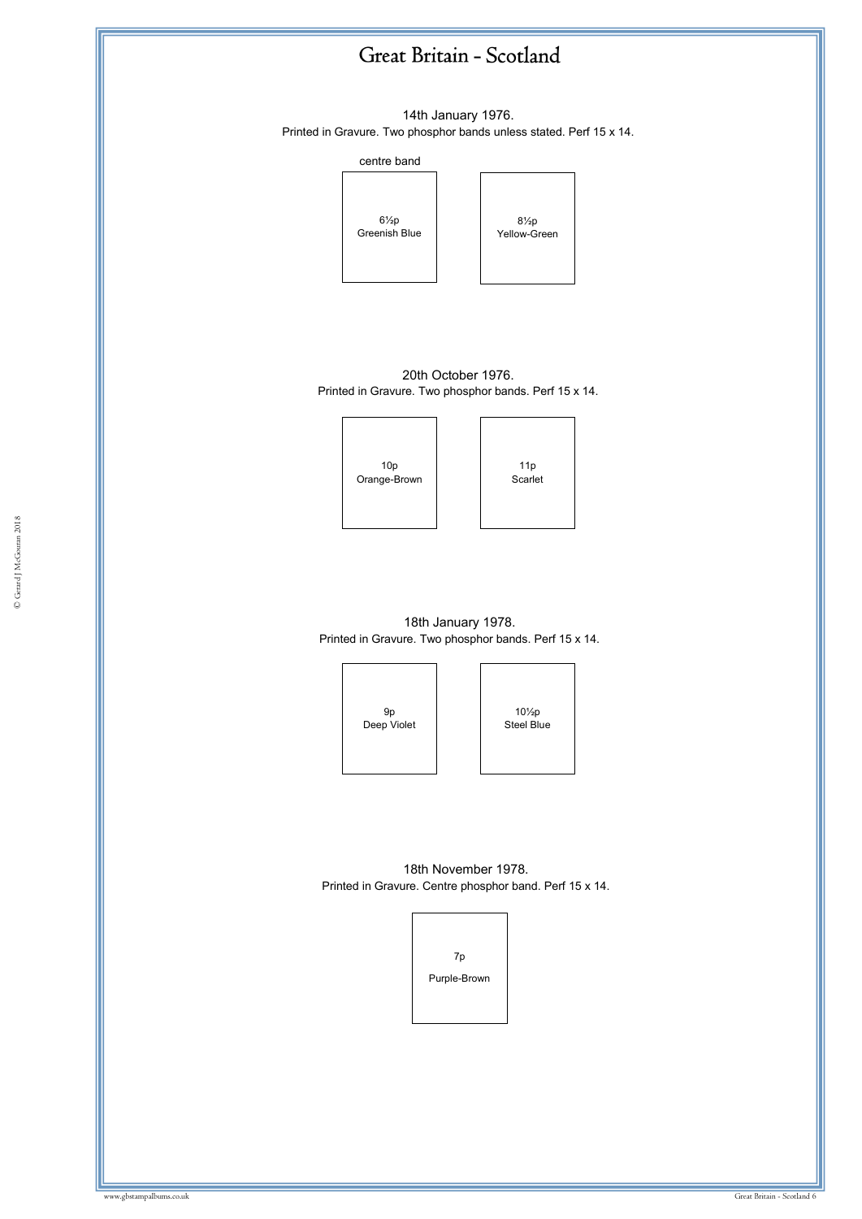# Great Britain - Scotland

14th January 1976.

Printed in Gravure. Two phosphor bands unless stated. Perf 15 x 14.

centre band

6½p
Greenish Blue

8½p
Yellow-Green

20th October 1976.

Printed in Gravure. Two phosphor bands. Perf 15 x 14.

10p
Orange-Brown

11p
Scarlet

18th January 1978.

Printed in Gravure. Two phosphor bands. Perf 15 x 14.

9p
Deep Violet

10½p
Steel Blue

18th November 1978.

Printed in Gravure. Centre phosphor band. Perf 15 x 14.

7p

Purple-Brown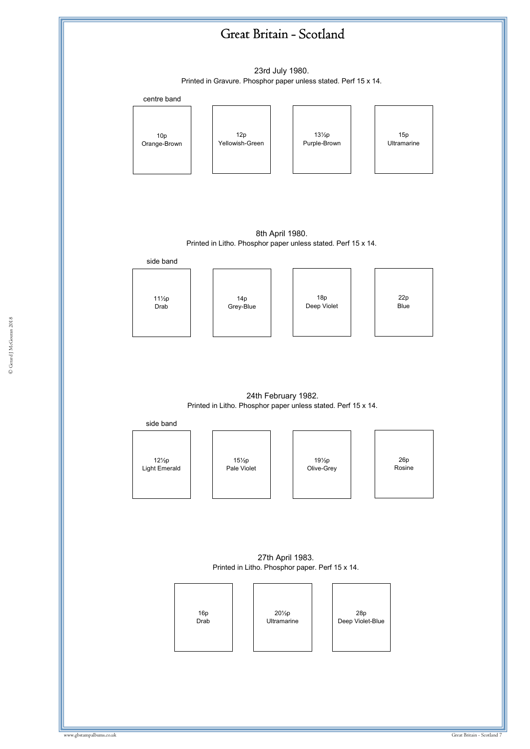# Great Britain - Scotland

23rd July 1980.
Printed in Gravure. Phosphor paper unless stated. Perf 15 x 14.

centre band

| 10p Orange-Brown | 12p Yellowish-Green | 13½p Purple-Brown | 15p Ultramarine |
|---|---|---|---|

8th April 1980.
Printed in Litho. Phosphor paper unless stated. Perf 15 x 14.

side band

| 11½p Drab | 14p Grey-Blue | 18p Deep Violet | 22p Blue |
|---|---|---|---|

24th February 1982.
Printed in Litho. Phosphor paper unless stated. Perf 15 x 14.

side band

| 12½p Light Emerald | 15½p Pale Violet | 19½p Olive-Grey | 26p Rosine |
|---|---|---|---|

27th April 1983.
Printed in Litho. Phosphor paper. Perf 15 x 14.

| 16p Drab | 20½p Ultramarine | 28p Deep Violet-Blue |
|---|---|---|

© Gerard J McGouran 2018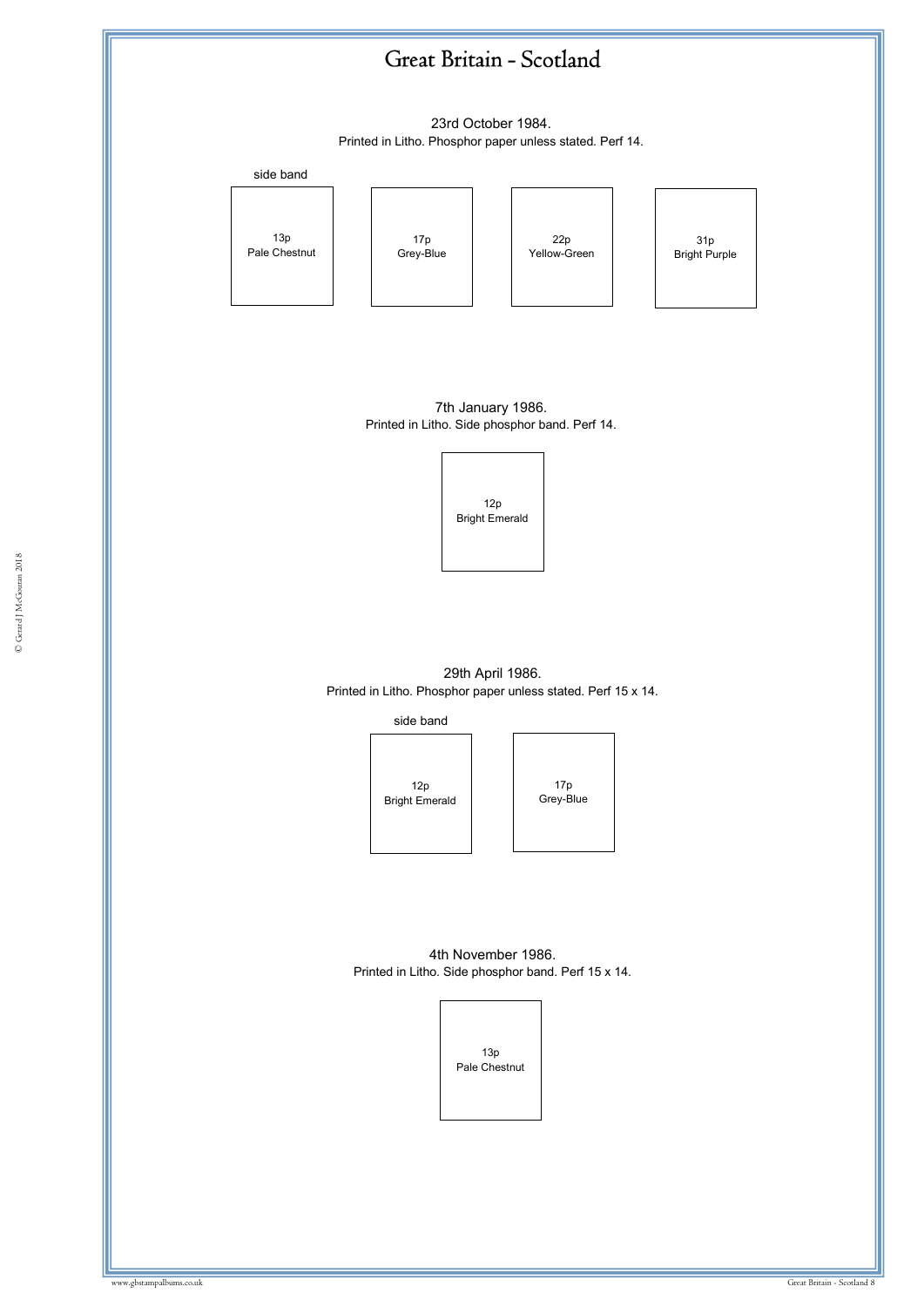# Great Britain - Scotland

23rd October 1984.

Printed in Litho. Phosphor paper unless stated. Perf 14.

side band

13p
Pale Chestnut

17p
Grey-Blue

22p
Yellow-Green

31p
Bright Purple

7th January 1986.

Printed in Litho. Side phosphor band. Perf 14.

12p
Bright Emerald

29th April 1986.

Printed in Litho. Phosphor paper unless stated. Perf 15 x 14.

side band

12p
Bright Emerald

17p
Grey-Blue

4th November 1986.

Printed in Litho. Side phosphor band. Perf 15 x 14.

13p
Pale Chestnut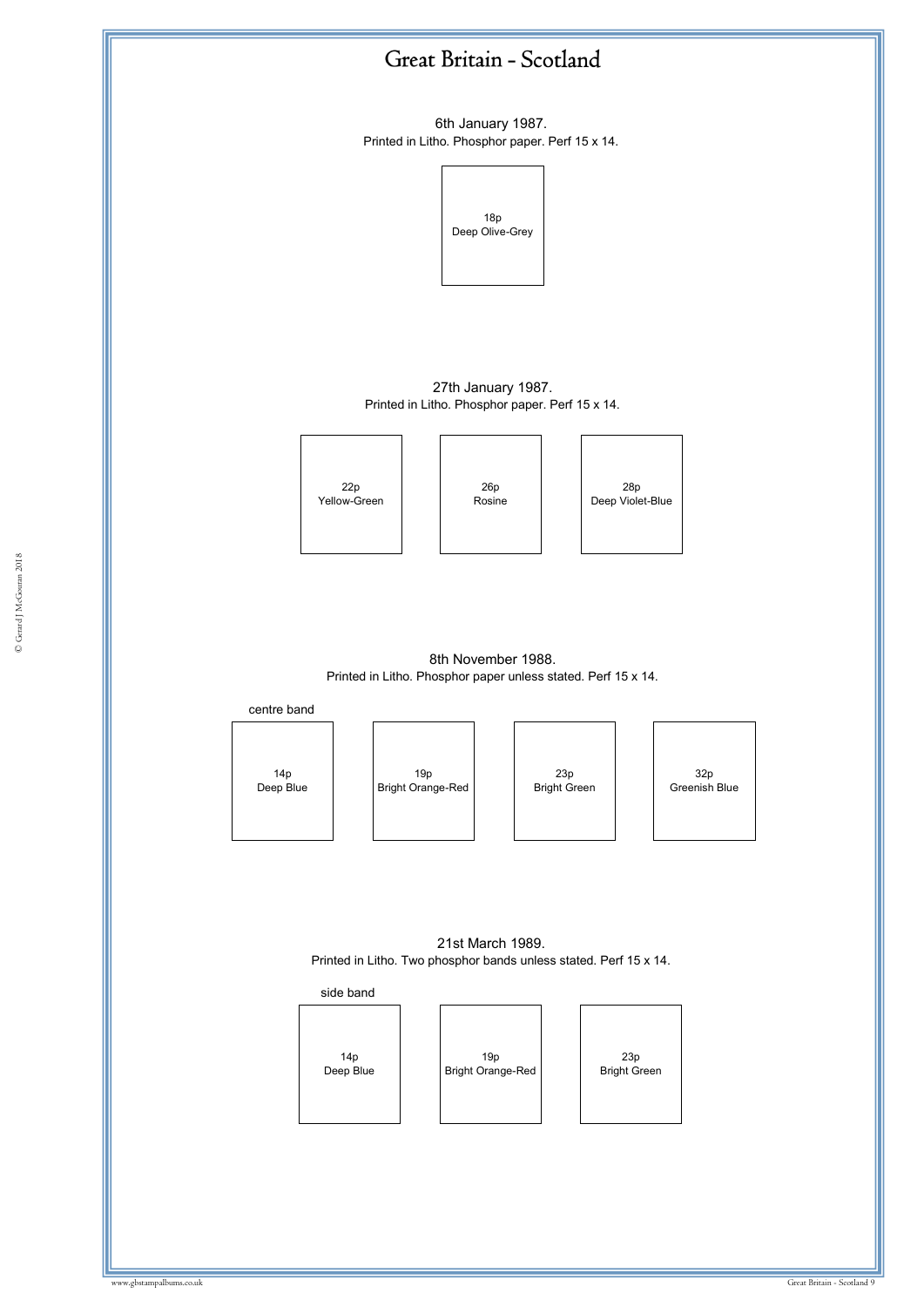# Great Britain - Scotland

6th January 1987.
Printed in Litho. Phosphor paper. Perf 15 x 14.

18p
Deep Olive-Grey

27th January 1987.
Printed in Litho. Phosphor paper. Perf 15 x 14.

22p
Yellow-Green

26p
Rosine

28p
Deep Violet-Blue

8th November 1988.
Printed in Litho. Phosphor paper unless stated. Perf 15 x 14.

centre band

14p
Deep Blue

19p
Bright Orange-Red

23p
Bright Green

32p
Greenish Blue

21st March 1989.
Printed in Litho. Two phosphor bands unless stated. Perf 15 x 14.

side band

14p
Deep Blue

19p
Bright Orange-Red

23p
Bright Green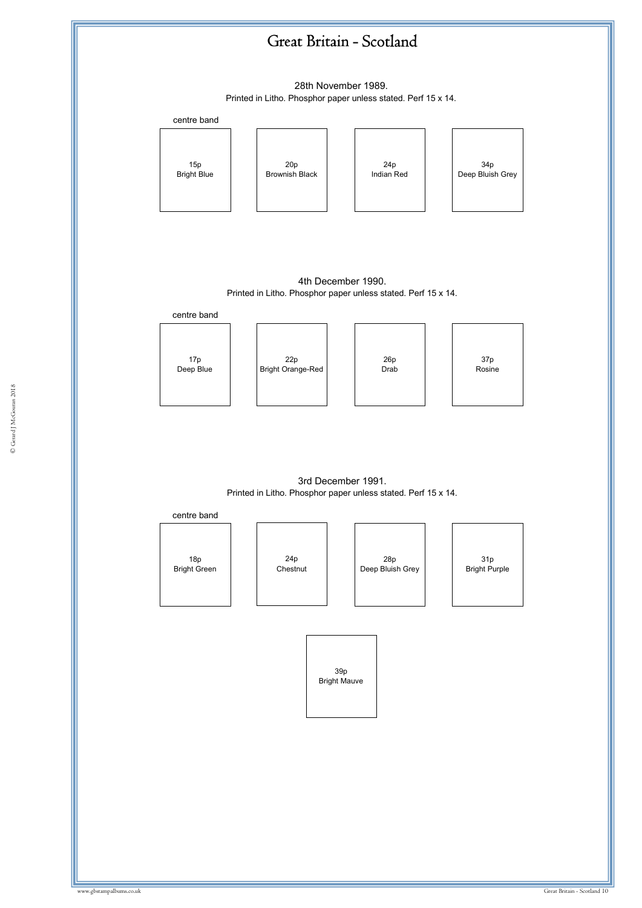# Great Britain - Scotland

28th November 1989.

Printed in Litho. Phosphor paper unless stated. Perf 15 x 14.

centre band

15p
Bright Blue

20p
Brownish Black

24p
Indian Red

34p
Deep Bluish Grey

4th December 1990.

Printed in Litho. Phosphor paper unless stated. Perf 15 x 14.

centre band

17p
Deep Blue

22p
Bright Orange-Red

26p
Drab

37p
Rosine

3rd December 1991.

Printed in Litho. Phosphor paper unless stated. Perf 15 x 14.

centre band

18p
Bright Green

24p
Chestnut

28p
Deep Bluish Grey

31p
Bright Purple

39p
Bright Mauve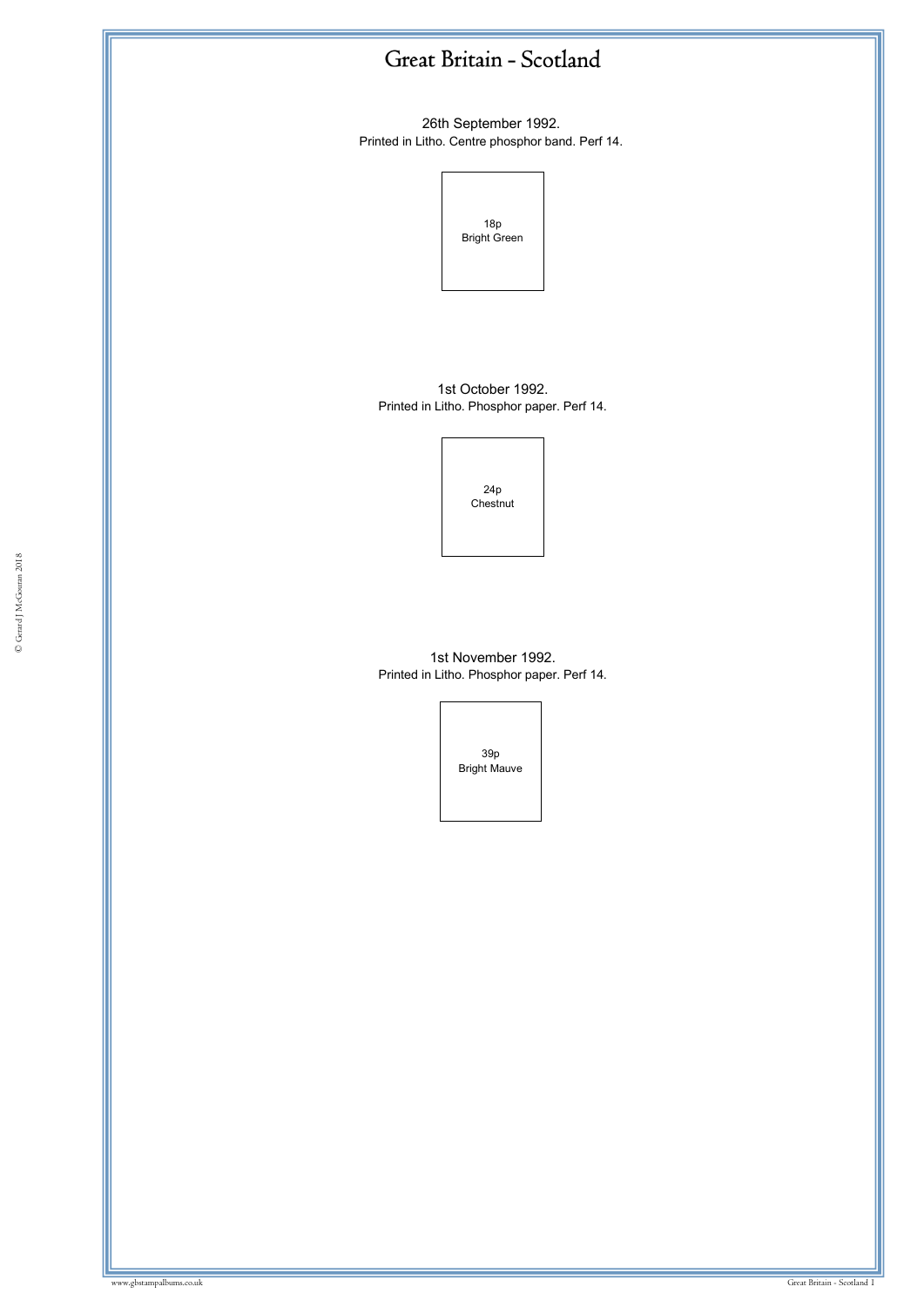# Great Britain - Scotland

26th September 1992.
Printed in Litho. Centre phosphor band. Perf 14.

18p
Bright Green

1st October 1992.
Printed in Litho. Phosphor paper. Perf 14.

24p
Chestnut

1st November 1992.
Printed in Litho. Phosphor paper. Perf 14.

39p
Bright Mauve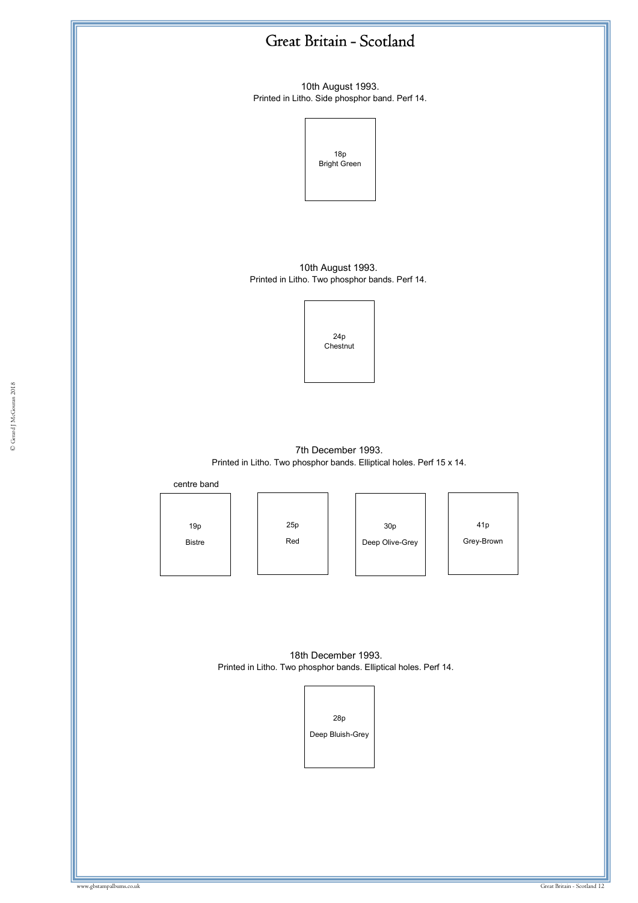# Great Britain - Scotland

10th August 1993.
Printed in Litho. Side phosphor band. Perf 14.

18p
Bright Green

10th August 1993.
Printed in Litho. Two phosphor bands. Perf 14.

24p
Chestnut

7th December 1993.
Printed in Litho. Two phosphor bands. Elliptical holes. Perf 15 x 14.

centre band

19p
Bistre

25p
Red

30p
Deep Olive-Grey

41p
Grey-Brown

18th December 1993.
Printed in Litho. Two phosphor bands. Elliptical holes. Perf 14.

28p
Deep Bluish-Grey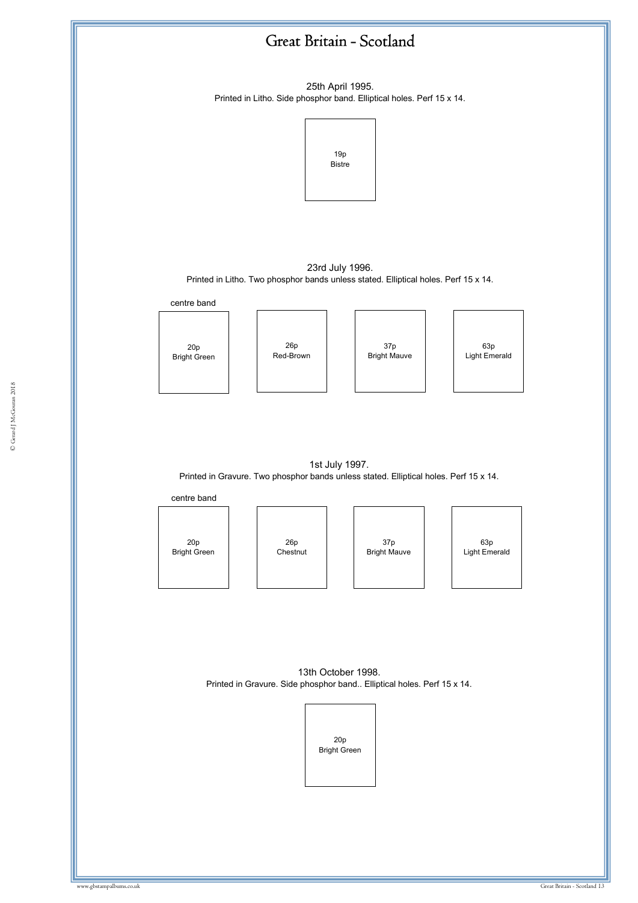# Great Britain - Scotland

25th April 1995.
Printed in Litho. Side phosphor band. Elliptical holes. Perf 15 x 14.

19p
Bistre

23rd July 1996.
Printed in Litho. Two phosphor bands unless stated. Elliptical holes. Perf 15 x 14.

centre band

20p
Bright Green

26p
Red-Brown

37p
Bright Mauve

63p
Light Emerald

1st July 1997.
Printed in Gravure. Two phosphor bands unless stated. Elliptical holes. Perf 15 x 14.

centre band

20p
Bright Green

26p
Chestnut

37p
Bright Mauve

63p
Light Emerald

13th October 1998.
Printed in Gravure. Side phosphor band.. Elliptical holes. Perf 15 x 14.

20p
Bright Green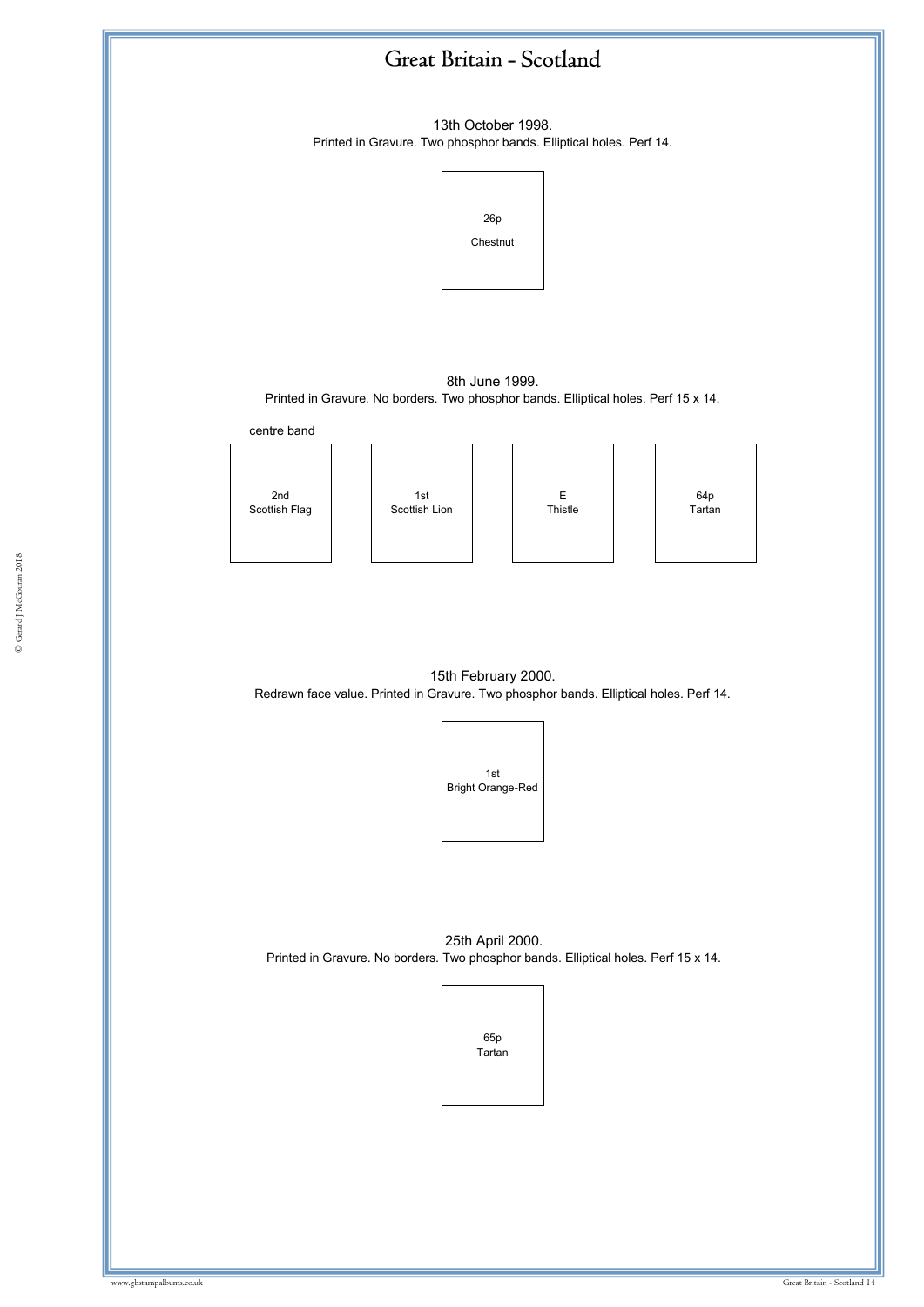# Great Britain - Scotland

13th October 1998.
Printed in Gravure. Two phosphor bands. Elliptical holes. Perf 14.

26p
Chestnut

8th June 1999.
Printed in Gravure. No borders. Two phosphor bands. Elliptical holes. Perf 15 x 14.

centre band

2nd
Scottish Flag

1st
Scottish Lion

E
Thistle

64p
Tartan

15th February 2000.
Redrawn face value. Printed in Gravure. Two phosphor bands. Elliptical holes. Perf 14.

1st
Bright Orange-Red

25th April 2000.
Printed in Gravure. No borders. Two phosphor bands. Elliptical holes. Perf 15 x 14.

65p
Tartan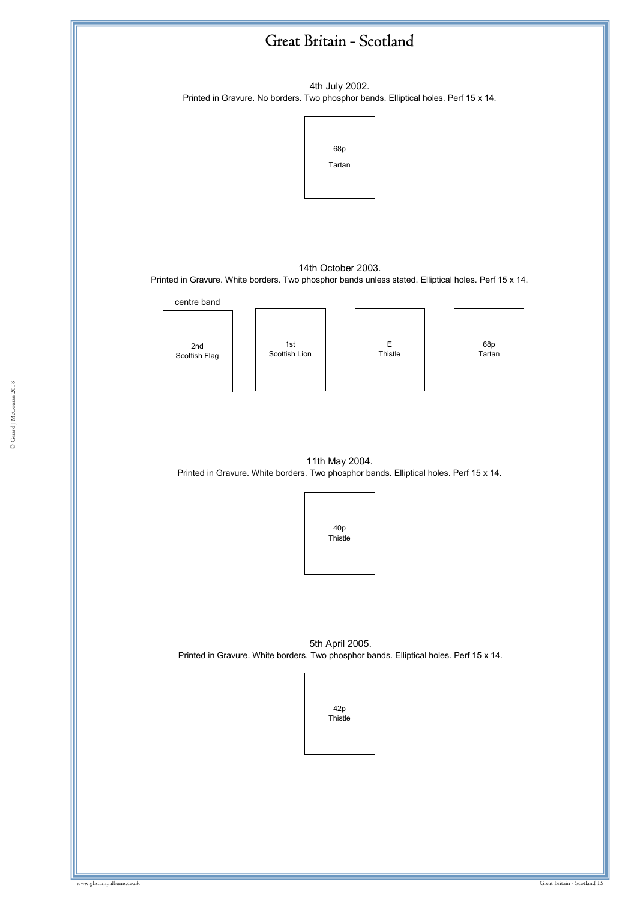# Great Britain - Scotland

4th July 2002.
Printed in Gravure. No borders. Two phosphor bands. Elliptical holes. Perf 15 x 14.

68p
Tartan

14th October 2003.
Printed in Gravure. White borders. Two phosphor bands unless stated. Elliptical holes. Perf 15 x 14.

centre band

2nd
Scottish Flag

1st
Scottish Lion

E
Thistle

68p
Tartan

11th May 2004.
Printed in Gravure. White borders. Two phosphor bands. Elliptical holes. Perf 15 x 14.

40p
Thistle

5th April 2005.
Printed in Gravure. White borders. Two phosphor bands. Elliptical holes. Perf 15 x 14.

42p
Thistle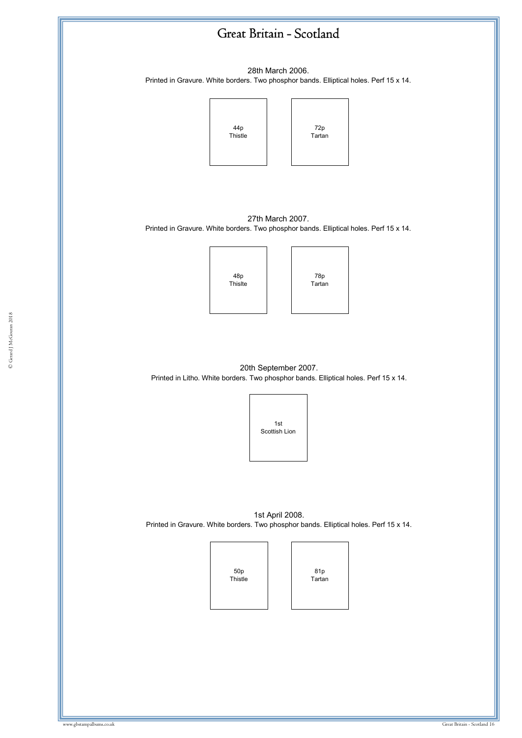# Great Britain - Scotland

28th March 2006.
Printed in Gravure. White borders. Two phosphor bands. Elliptical holes. Perf 15 x 14.

44p
Thistle

72p
Tartan

27th March 2007.
Printed in Gravure. White borders. Two phosphor bands. Elliptical holes. Perf 15 x 14.

48p
Thislte

78p
Tartan

20th September 2007.
Printed in Litho. White borders. Two phosphor bands. Elliptical holes. Perf 15 x 14.

1st
Scottish Lion

1st April 2008.
Printed in Gravure. White borders. Two phosphor bands. Elliptical holes. Perf 15 x 14.

50p
Thistle

81p
Tartan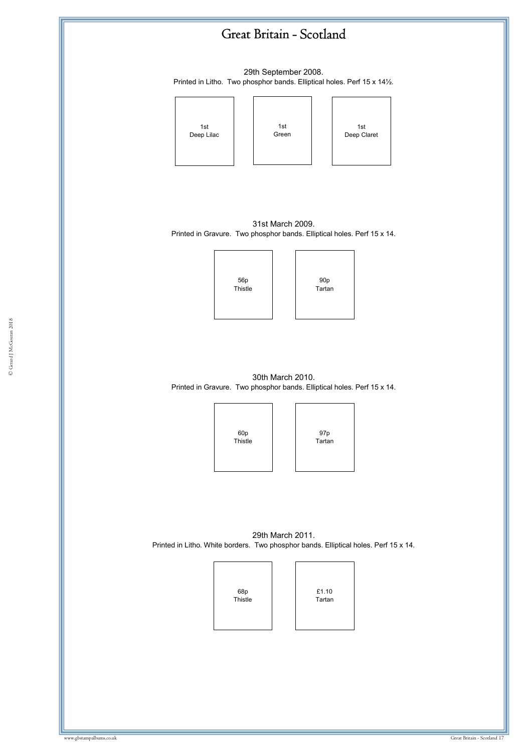# Great Britain - Scotland

29th September 2008.

Printed in Litho. Two phosphor bands. Elliptical holes. Perf 15 x 14½.

1st
Deep Lilac

1st
Green

1st
Deep Claret

31st March 2009.

Printed in Gravure. Two phosphor bands. Elliptical holes. Perf 15 x 14.

56p
Thistle

90p
Tartan

30th March 2010.

Printed in Gravure. Two phosphor bands. Elliptical holes. Perf 15 x 14.

60p
Thistle

97p
Tartan

29th March 2011.

Printed in Litho. White borders. Two phosphor bands. Elliptical holes. Perf 15 x 14.

68p
Thistle

£1.10
Tartan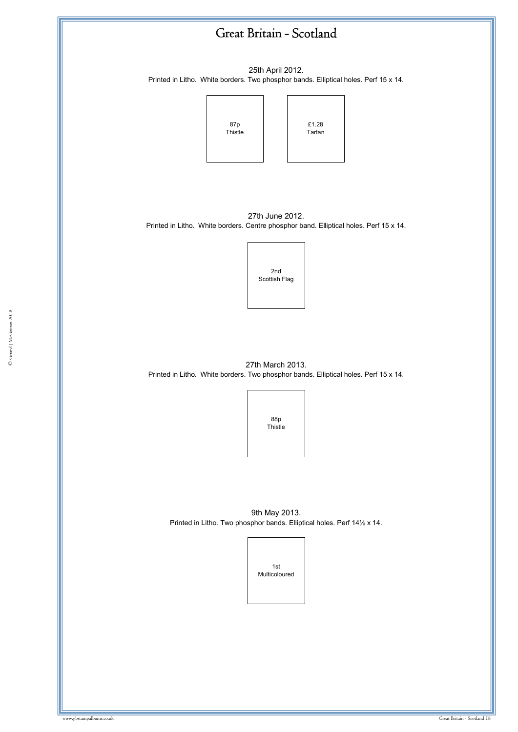# Great Britain - Scotland

25th April 2012.
Printed in Litho. White borders. Two phosphor bands. Elliptical holes. Perf 15 x 14.

87p
Thistle

£1.28
Tartan

27th June 2012.
Printed in Litho. White borders. Centre phosphor band. Elliptical holes. Perf 15 x 14.

2nd
Scottish Flag

27th March 2013.
Printed in Litho. White borders. Two phosphor bands. Elliptical holes. Perf 15 x 14.

88p
Thistle

9th May 2013.
Printed in Litho. Two phosphor bands. Elliptical holes. Perf 14½ x 14.

1st
Multicoloured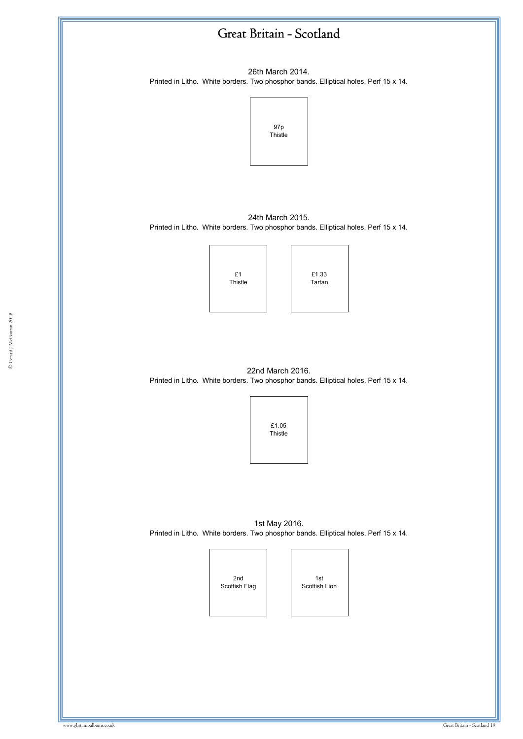# Great Britain - Scotland

26th March 2014.

Printed in Litho. White borders. Two phosphor bands. Elliptical holes. Perf 15 x 14.

97p
Thistle

24th March 2015.

Printed in Litho. White borders. Two phosphor bands. Elliptical holes. Perf 15 x 14.

£1
Thistle

£1.33
Tartan

22nd March 2016.

Printed in Litho. White borders. Two phosphor bands. Elliptical holes. Perf 15 x 14.

£1.05
Thistle

1st May 2016.

Printed in Litho. White borders. Two phosphor bands. Elliptical holes. Perf 15 x 14.

2nd
Scottish Flag

1st
Scottish Lion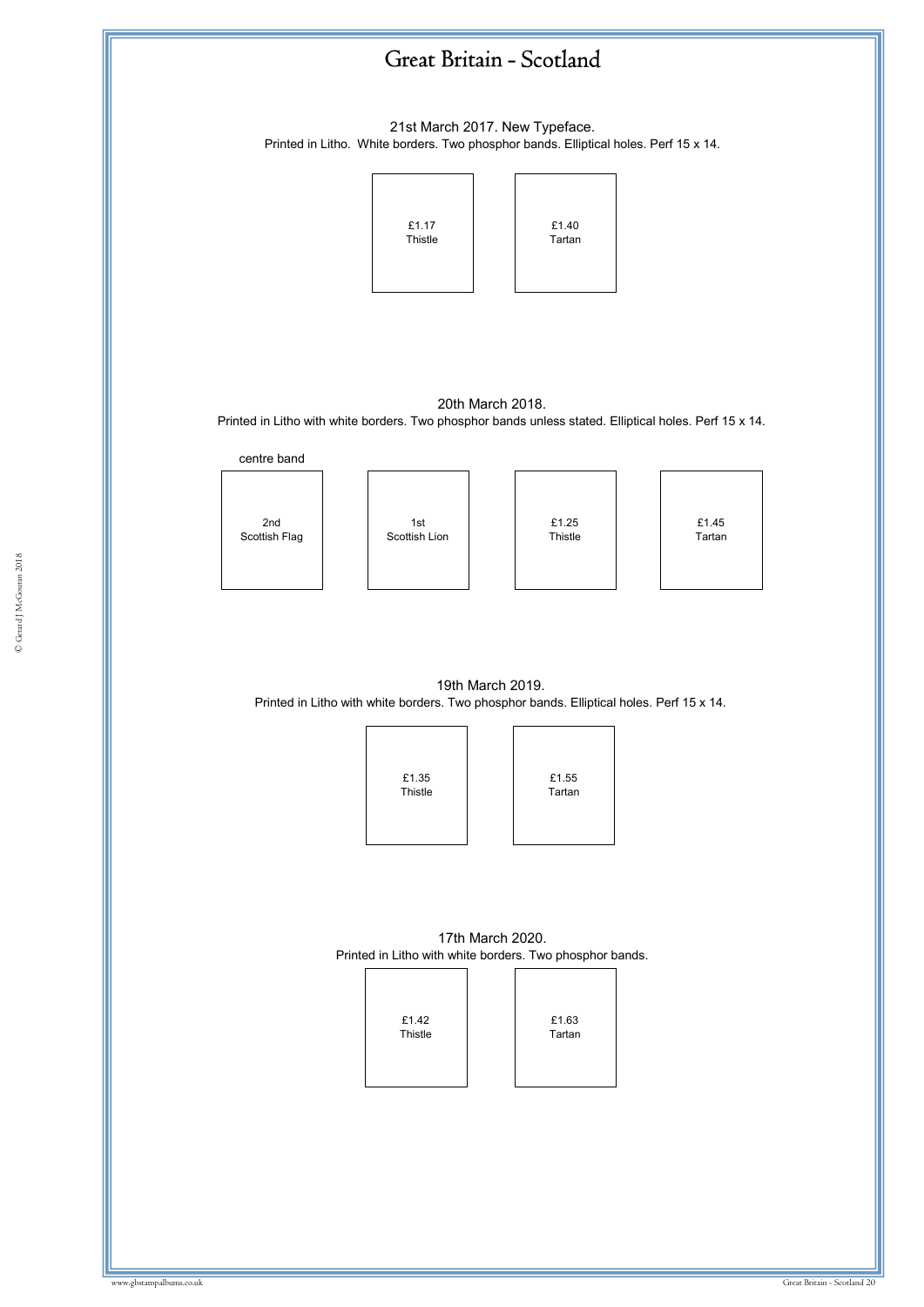# Great Britain - Scotland

21st March 2017. New Typeface.

Printed in Litho. White borders. Two phosphor bands. Elliptical holes. Perf 15 x 14.

| £1.17 Thistle | £1.40 Tartan |
|---|---|

20th March 2018.

Printed in Litho with white borders. Two phosphor bands unless stated. Elliptical holes. Perf 15 x 14.

| 2nd Scottish Flag (centre band) | 1st Scottish Lion | £1.25 Thistle | £1.45 Tartan |
|---|---|---|---|

19th March 2019.

Printed in Litho with white borders. Two phosphor bands. Elliptical holes. Perf 15 x 14.

| £1.35 Thistle | £1.55 Tartan |
|---|---|

17th March 2020.

Printed in Litho with white borders. Two phosphor bands.

| £1.42 Thistle | £1.63 Tartan |
|---|---|

© Gerard J McGouran 2018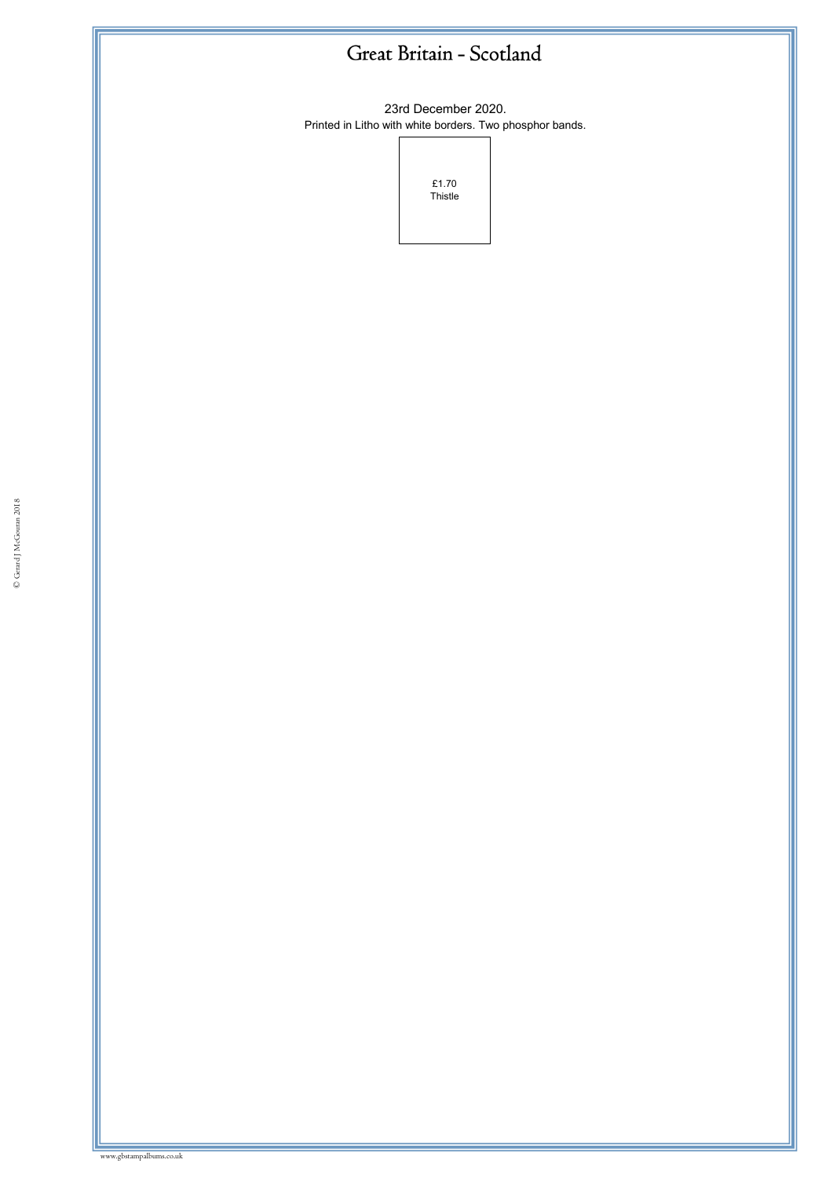# Great Britain - Scotland

23rd December 2020.

Printed in Litho with white borders. Two phosphor bands.

£1.70
Thistle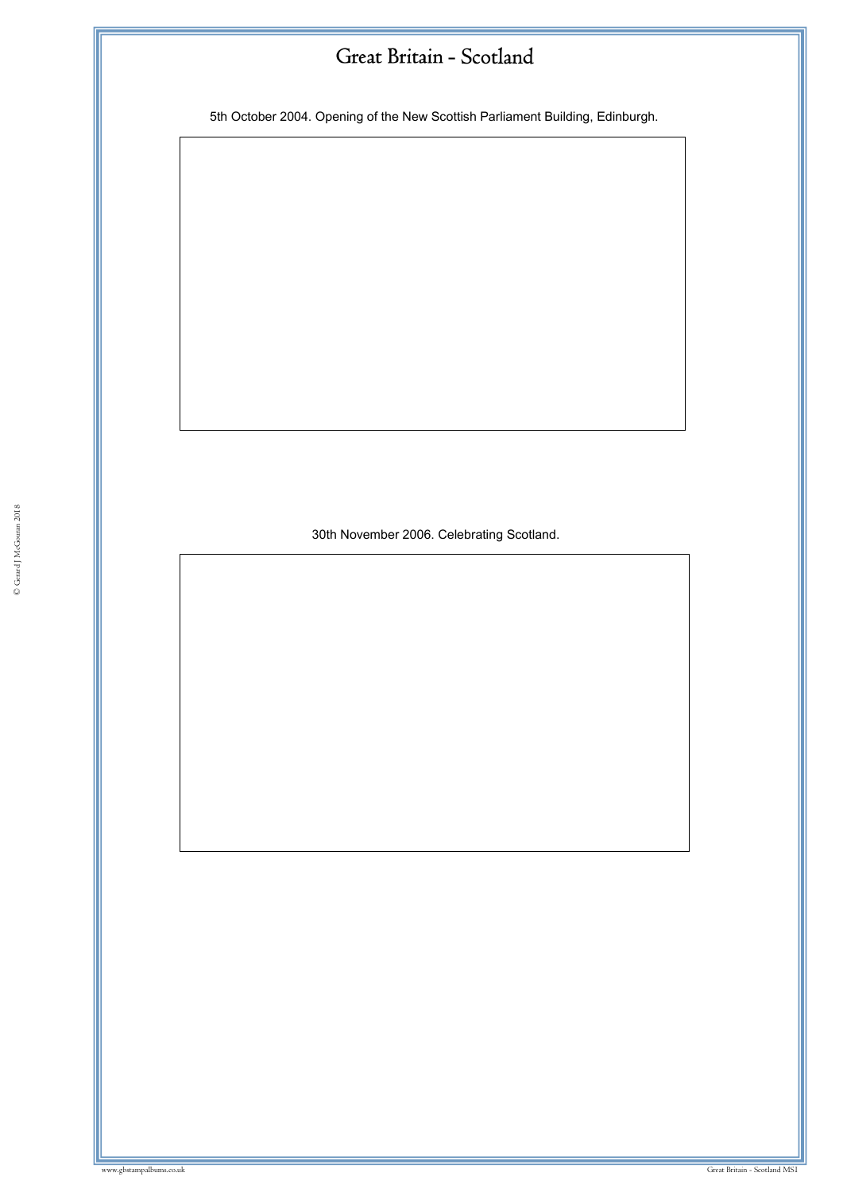# Great Britain - Scotland

5th October 2004. Opening of the New Scottish Parliament Building, Edinburgh.

30th November 2006. Celebrating Scotland.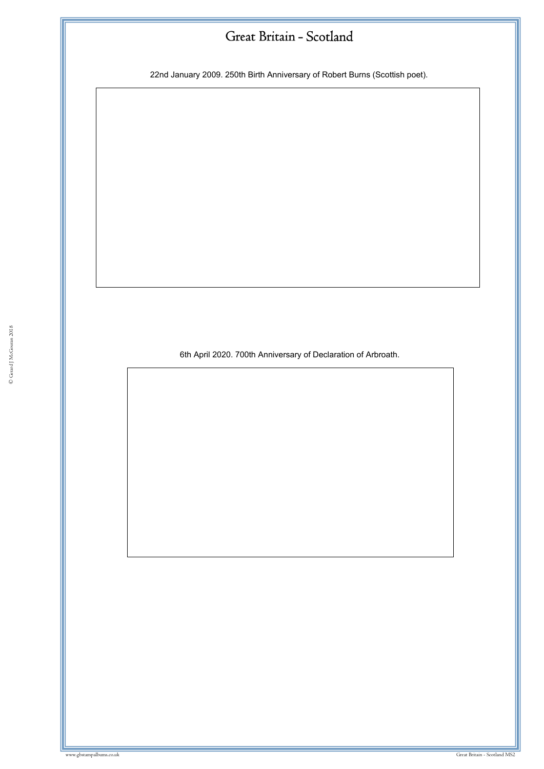# Great Britain - Scotland

22nd January 2009. 250th Birth Anniversary of Robert Burns (Scottish poet).

6th April 2020. 700th Anniversary of Declaration of Arbroath.